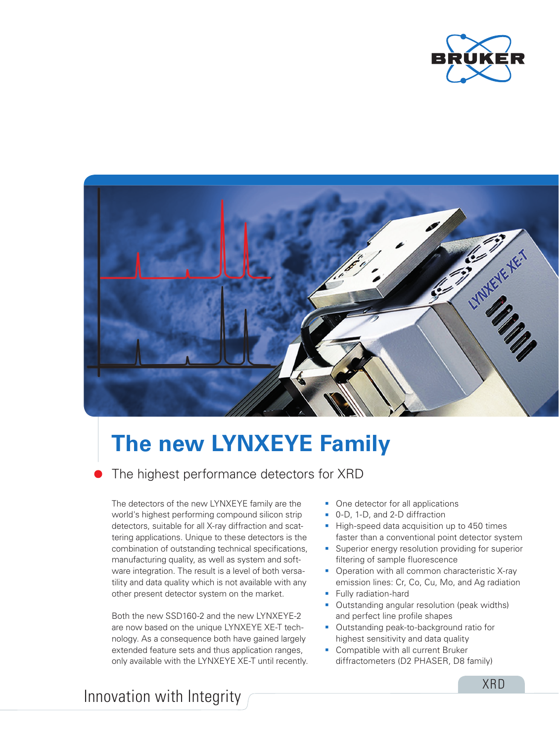# The new LYNXEYE Family

## The highest performance detectors for XRD

The detectors of the new LYNXEYE family are the world's highest performing compound silicon strip detectors, suitable for all X-ray diffraction and scattering applications. Unique to these detectors is the combination of outstanding technical specifications, manufacturing quality, as well as system and software integration. The result is a level of both versatility and data quality which is not available with any other present detector system on the market.

Both the new SSD160-2 and the new LYNXEYE-2 are now based on the unique LYNXEYE XE-T technology. As a consequence both have gained largely extended feature sets and thus application ranges, only available with the LYNXEYE XE-T until recently.

- One detector for all applications
- 0-D, 1-D, and 2-D diffraction
- High-speed data acquisition up to 450 times faster than a conventional point detector system
- Superior energy resolution providing for superior filtering of sample fluorescence
- Operation with all common characteristic X-ray emission lines: Cr, Co, Cu, Mo, and Ag radiation
- Fully radiation-hard
- Outstanding angular resolution (peak widths) and perfect line profile shapes
- Outstanding peak-to-background ratio for highest sensitivity and data quality
- Compatible with all current Bruker diffractometers (D2 PHASER, D8 family)

Innovation with Integrity

XRD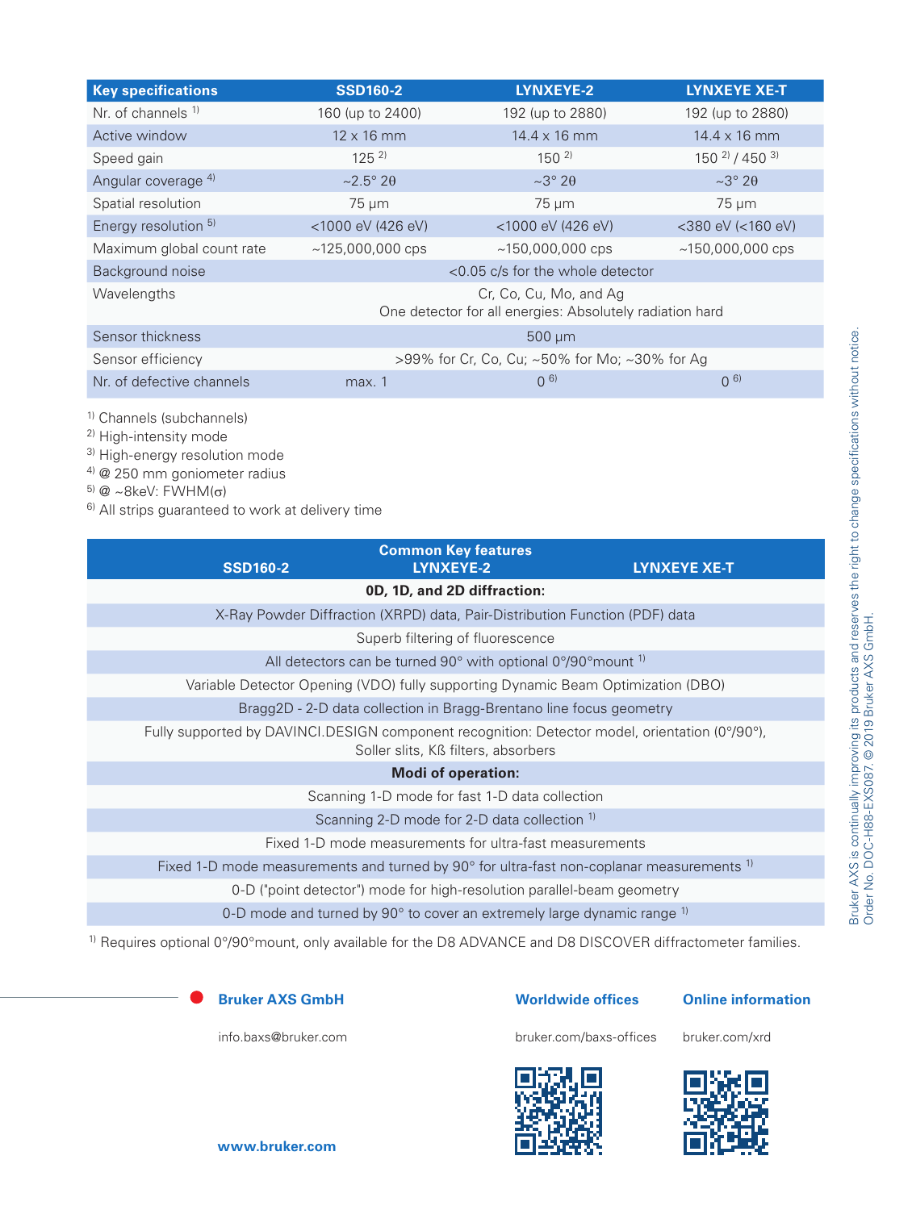| Key specifications | SSD160-2 | LYNXEYE-2 | LYNXEYE XE-T |
|---|---|---|---|
| Nr. of channels [1] | 160 (up to 2400) | 192 (up to 2880) | 192 (up to 2880) |
| Active window | 12 x 16 mm | 14.4 x 16 mm | 14.4 x 16 mm |
| Speed gain | 125 [2] | 150 [2] | 150 [2] / 450 [3] |
| Angular coverage [4] | ~2.5° 2θ | ~3° 2θ | ~3° 2θ |
| Spatial resolution | 75 µm | 75 µm | 75 µm |
| Energy resolution [5] | <1000 eV (426 eV) | <1000 eV (426 eV) | <380 eV (<160 eV) |
| Maximum global count rate | ~125,000,000 cps | ~150,000,000 cps | ~150,000,000 cps |
| Background noise | <0.05 c/s for the whole detector | | |
| Wavelengths | Cr, Co, Cu, Mo, and Ag<br>One detector for all energies: Absolutely radiation hard | | |
| Sensor thickness | 500 µm | | |
| Sensor efficiency | >99% for Cr, Co, Cu; ~50% for Mo; ~30% for Ag | | |
| Nr. of defective channels | max. 1 | 0 [6] | 0 [6] |

[1] Channels (subchannels)
[2] High-intensity mode
[3] High-energy resolution mode
[4] @ 250 mm goniometer radius
[5] @ ~8keV: FWHM(σ)
[6] All strips guaranteed to work at delivery time

| Common Key features<br>SSD160-2 — LYNXEYE-2 — LYNXEYE XE-T |
|---|
| **0D, 1D, and 2D diffraction:** |
| X-Ray Powder Diffraction (XRPD) data, Pair-Distribution Function (PDF) data |
| Superb filtering of fluorescence |
| All detectors can be turned 90° with optional 0°/90°mount [1] |
| Variable Detector Opening (VDO) fully supporting Dynamic Beam Optimization (DBO) |
| Bragg2D - 2-D data collection in Bragg-Brentano line focus geometry |
| Fully supported by DAVINCI.DESIGN component recognition: Detector model, orientation (0°/90°), Soller slits, Kß filters, absorbers |
| **Modi of operation:** |
| Scanning 1-D mode for fast 1-D data collection |
| Scanning 2-D mode for 2-D data collection [1] |
| Fixed 1-D mode measurements for ultra-fast measurements |
| Fixed 1-D mode measurements and turned by 90° for ultra-fast non-coplanar measurements [1] |
| 0-D ("point detector") mode for high-resolution parallel-beam geometry |
| 0-D mode and turned by 90° to cover an extremely large dynamic range [1] |

[1] Requires optional 0°/90°mount, only available for the D8 ADVANCE and D8 DISCOVER diffractometer families.

Bruker AXS is continually improving its products and reserves the right to change specifications without notice.
Order No. DOC-H88-EXS087. © 2019 Bruker AXS GmbH.

**Bruker AXS GmbH**

info.baxs@bruker.com

**www.bruker.com**

**Worldwide offices**

bruker.com/baxs-offices

**Online information**

bruker.com/xrd